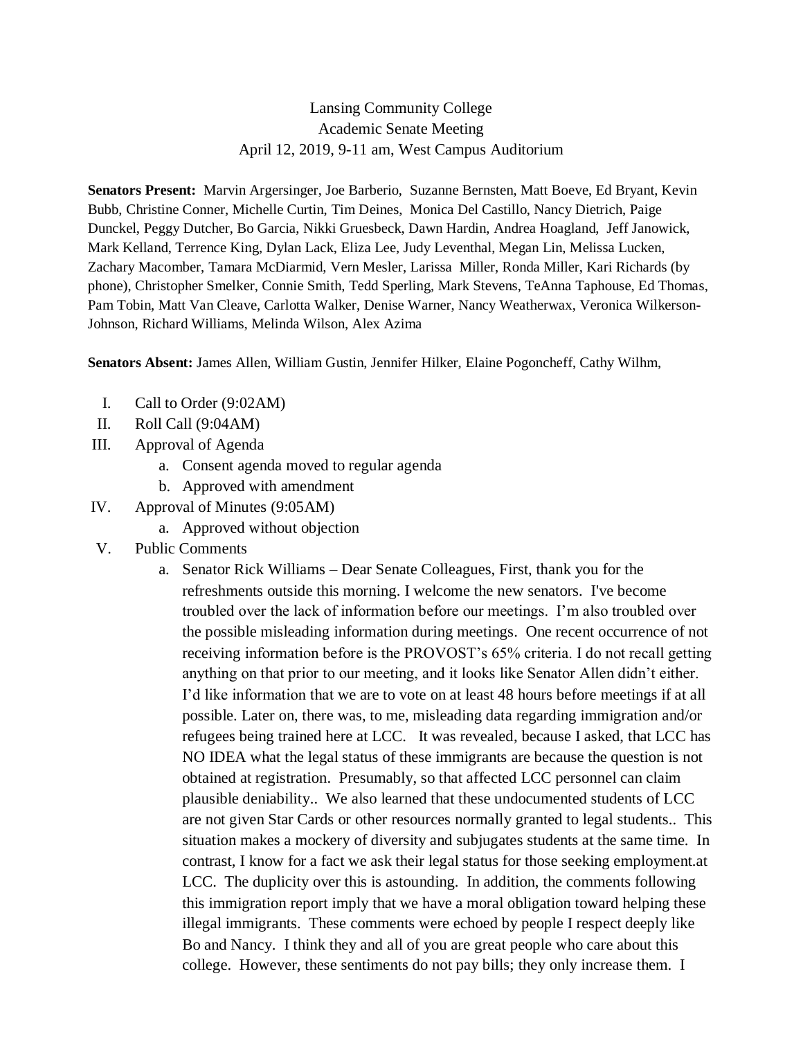Lansing Community College
Academic Senate Meeting
April 12, 2019, 9-11 am, West Campus Auditorium

**Senators Present:** Marvin Argersinger, Joe Barberio, Suzanne Bernsten, Matt Boeve, Ed Bryant, Kevin Bubb, Christine Conner, Michelle Curtin, Tim Deines, Monica Del Castillo, Nancy Dietrich, Paige Dunckel, Peggy Dutcher, Bo Garcia, Nikki Gruesbeck, Dawn Hardin, Andrea Hoagland, Jeff Janowick, Mark Kelland, Terrence King, Dylan Lack, Eliza Lee, Judy Leventhal, Megan Lin, Melissa Lucken, Zachary Macomber, Tamara McDiarmid, Vern Mesler, Larissa Miller, Ronda Miller, Kari Richards (by phone), Christopher Smelker, Connie Smith, Tedd Sperling, Mark Stevens, TeAnna Taphouse, Ed Thomas, Pam Tobin, Matt Van Cleave, Carlotta Walker, Denise Warner, Nancy Weatherwax, Veronica Wilkerson-Johnson, Richard Williams, Melinda Wilson, Alex Azima

**Senators Absent:** James Allen, William Gustin, Jennifer Hilker, Elaine Pogoncheff, Cathy Wilhm,

I. Call to Order (9:02AM)
II. Roll Call (9:04AM)
III. Approval of Agenda
   a. Consent agenda moved to regular agenda
   b. Approved with amendment
IV. Approval of Minutes (9:05AM)
   a. Approved without objection
V. Public Comments
   a. Senator Rick Williams – Dear Senate Colleagues, First, thank you for the refreshments outside this morning. I welcome the new senators. I've become troubled over the lack of information before our meetings. I'm also troubled over the possible misleading information during meetings. One recent occurrence of not receiving information before is the PROVOST's 65% criteria. I do not recall getting anything on that prior to our meeting, and it looks like Senator Allen didn't either. I'd like information that we are to vote on at least 48 hours before meetings if at all possible. Later on, there was, to me, misleading data regarding immigration and/or refugees being trained here at LCC. It was revealed, because I asked, that LCC has NO IDEA what the legal status of these immigrants are because the question is not obtained at registration. Presumably, so that affected LCC personnel can claim plausible deniability.. We also learned that these undocumented students of LCC are not given Star Cards or other resources normally granted to legal students.. This situation makes a mockery of diversity and subjugates students at the same time. In contrast, I know for a fact we ask their legal status for those seeking employment.at LCC. The duplicity over this is astounding. In addition, the comments following this immigration report imply that we have a moral obligation toward helping these illegal immigrants. These comments were echoed by people I respect deeply like Bo and Nancy. I think they and all of you are great people who care about this college. However, these sentiments do not pay bills; they only increase them. I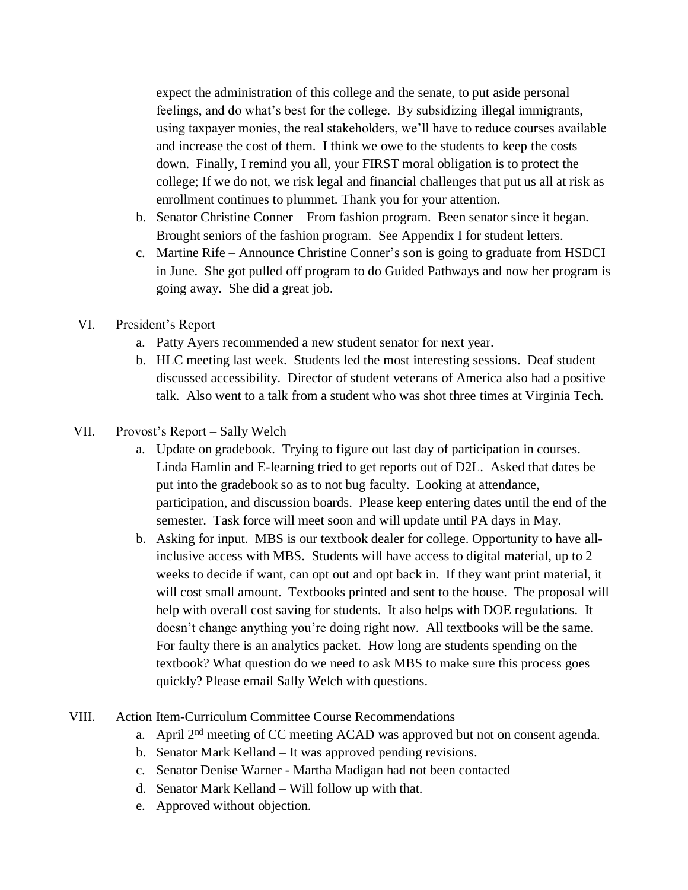expect the administration of this college and the senate, to put aside personal feelings, and do what's best for the college. By subsidizing illegal immigrants, using taxpayer monies, the real stakeholders, we'll have to reduce courses available and increase the cost of them. I think we owe to the students to keep the costs down. Finally, I remind you all, your FIRST moral obligation is to protect the college; If we do not, we risk legal and financial challenges that put us all at risk as enrollment continues to plummet. Thank you for your attention.

b. Senator Christine Conner – From fashion program. Been senator since it began. Brought seniors of the fashion program. See Appendix I for student letters.
c. Martine Rife – Announce Christine Conner's son is going to graduate from HSDCI in June. She got pulled off program to do Guided Pathways and now her program is going away. She did a great job.

VI. President's Report

a. Patty Ayers recommended a new student senator for next year.
b. HLC meeting last week. Students led the most interesting sessions. Deaf student discussed accessibility. Director of student veterans of America also had a positive talk. Also went to a talk from a student who was shot three times at Virginia Tech.

VII. Provost's Report – Sally Welch

a. Update on gradebook. Trying to figure out last day of participation in courses. Linda Hamlin and E-learning tried to get reports out of D2L. Asked that dates be put into the gradebook so as to not bug faculty. Looking at attendance, participation, and discussion boards. Please keep entering dates until the end of the semester. Task force will meet soon and will update until PA days in May.
b. Asking for input. MBS is our textbook dealer for college. Opportunity to have all-inclusive access with MBS. Students will have access to digital material, up to 2 weeks to decide if want, can opt out and opt back in. If they want print material, it will cost small amount. Textbooks printed and sent to the house. The proposal will help with overall cost saving for students. It also helps with DOE regulations. It doesn't change anything you're doing right now. All textbooks will be the same. For faulty there is an analytics packet. How long are students spending on the textbook? What question do we need to ask MBS to make sure this process goes quickly? Please email Sally Welch with questions.

VIII. Action Item-Curriculum Committee Course Recommendations

a. April 2nd meeting of CC meeting ACAD was approved but not on consent agenda.
b. Senator Mark Kelland – It was approved pending revisions.
c. Senator Denise Warner - Martha Madigan had not been contacted
d. Senator Mark Kelland – Will follow up with that.
e. Approved without objection.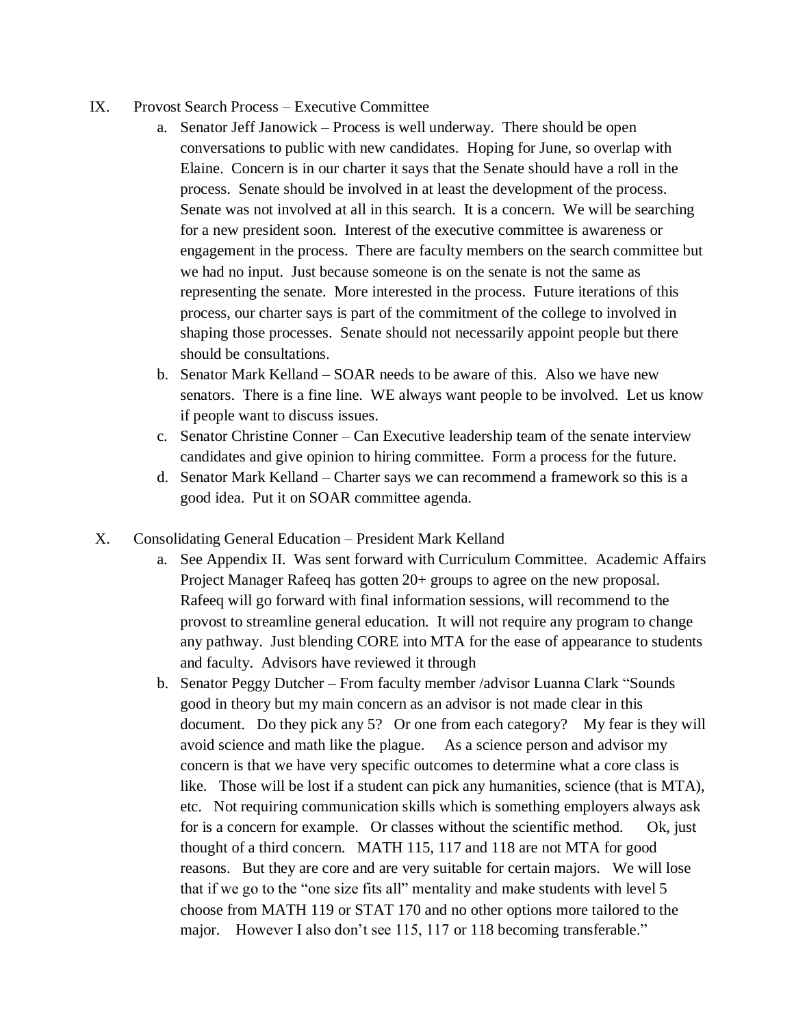IX. Provost Search Process – Executive Committee

a. Senator Jeff Janowick – Process is well underway. There should be open conversations to public with new candidates. Hoping for June, so overlap with Elaine. Concern is in our charter it says that the Senate should have a roll in the process. Senate should be involved in at least the development of the process. Senate was not involved at all in this search. It is a concern. We will be searching for a new president soon. Interest of the executive committee is awareness or engagement in the process. There are faculty members on the search committee but we had no input. Just because someone is on the senate is not the same as representing the senate. More interested in the process. Future iterations of this process, our charter says is part of the commitment of the college to involved in shaping those processes. Senate should not necessarily appoint people but there should be consultations.

b. Senator Mark Kelland – SOAR needs to be aware of this. Also we have new senators. There is a fine line. WE always want people to be involved. Let us know if people want to discuss issues.

c. Senator Christine Conner – Can Executive leadership team of the senate interview candidates and give opinion to hiring committee. Form a process for the future.

d. Senator Mark Kelland – Charter says we can recommend a framework so this is a good idea. Put it on SOAR committee agenda.

X. Consolidating General Education – President Mark Kelland

a. See Appendix II. Was sent forward with Curriculum Committee. Academic Affairs Project Manager Rafeeq has gotten 20+ groups to agree on the new proposal. Rafeeq will go forward with final information sessions, will recommend to the provost to streamline general education. It will not require any program to change any pathway. Just blending CORE into MTA for the ease of appearance to students and faculty. Advisors have reviewed it through

b. Senator Peggy Dutcher – From faculty member /advisor Luanna Clark "Sounds good in theory but my main concern as an advisor is not made clear in this document. Do they pick any 5? Or one from each category? My fear is they will avoid science and math like the plague. As a science person and advisor my concern is that we have very specific outcomes to determine what a core class is like. Those will be lost if a student can pick any humanities, science (that is MTA), etc. Not requiring communication skills which is something employers always ask for is a concern for example. Or classes without the scientific method. Ok, just thought of a third concern. MATH 115, 117 and 118 are not MTA for good reasons. But they are core and are very suitable for certain majors. We will lose that if we go to the "one size fits all" mentality and make students with level 5 choose from MATH 119 or STAT 170 and no other options more tailored to the major. However I also don't see 115, 117 or 118 becoming transferable."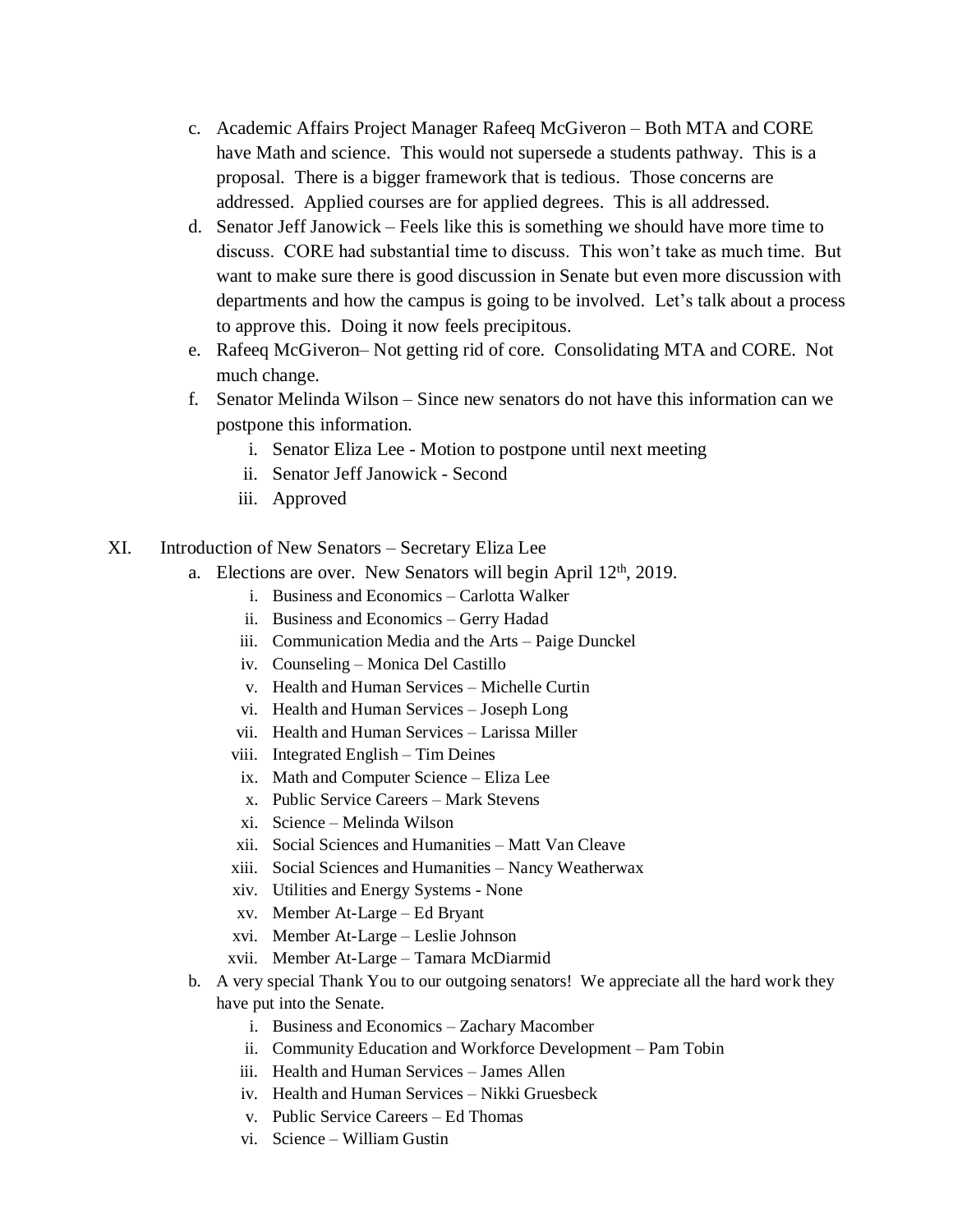c. Academic Affairs Project Manager Rafeeq McGiveron – Both MTA and CORE have Math and science. This would not supersede a students pathway. This is a proposal. There is a bigger framework that is tedious. Those concerns are addressed. Applied courses are for applied degrees. This is all addressed.

d. Senator Jeff Janowick – Feels like this is something we should have more time to discuss. CORE had substantial time to discuss. This won't take as much time. But want to make sure there is good discussion in Senate but even more discussion with departments and how the campus is going to be involved. Let's talk about a process to approve this. Doing it now feels precipitous.

e. Rafeeq McGiveron– Not getting rid of core. Consolidating MTA and CORE. Not much change.

f. Senator Melinda Wilson – Since new senators do not have this information can we postpone this information.
   i. Senator Eliza Lee - Motion to postpone until next meeting
   ii. Senator Jeff Janowick - Second
   iii. Approved

XI. Introduction of New Senators – Secretary Eliza Lee

a. Elections are over. New Senators will begin April 12th, 2019.
   i. Business and Economics – Carlotta Walker
   ii. Business and Economics – Gerry Hadad
   iii. Communication Media and the Arts – Paige Dunckel
   iv. Counseling – Monica Del Castillo
   v. Health and Human Services – Michelle Curtin
   vi. Health and Human Services – Joseph Long
   vii. Health and Human Services – Larissa Miller
   viii. Integrated English – Tim Deines
   ix. Math and Computer Science – Eliza Lee
   x. Public Service Careers – Mark Stevens
   xi. Science – Melinda Wilson
   xii. Social Sciences and Humanities – Matt Van Cleave
   xiii. Social Sciences and Humanities – Nancy Weatherwax
   xiv. Utilities and Energy Systems - None
   xv. Member At-Large – Ed Bryant
   xvi. Member At-Large – Leslie Johnson
   xvii. Member At-Large – Tamara McDiarmid

b. A very special Thank You to our outgoing senators! We appreciate all the hard work they have put into the Senate.
   i. Business and Economics – Zachary Macomber
   ii. Community Education and Workforce Development – Pam Tobin
   iii. Health and Human Services – James Allen
   iv. Health and Human Services – Nikki Gruesbeck
   v. Public Service Careers – Ed Thomas
   vi. Science – William Gustin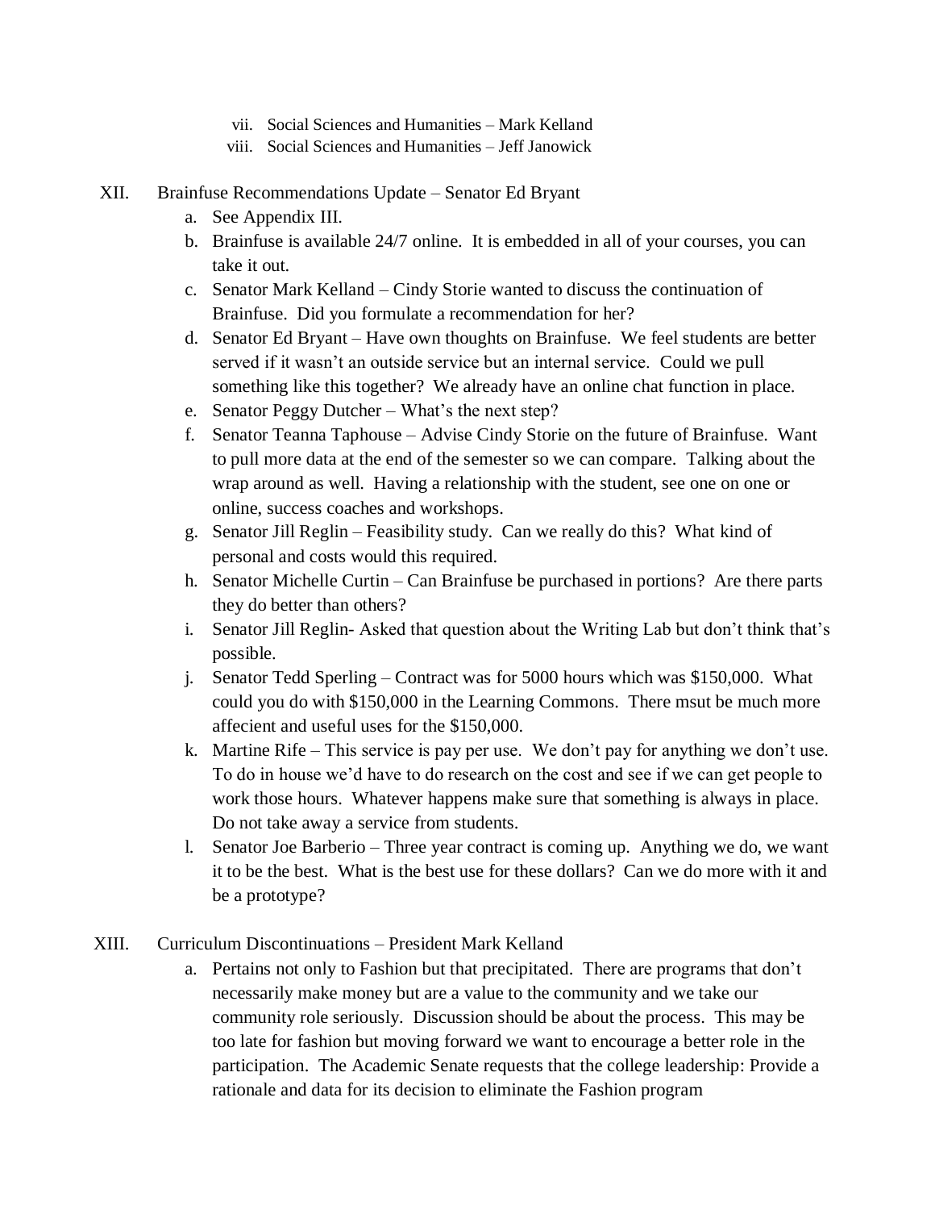vii. Social Sciences and Humanities – Mark Kelland
viii. Social Sciences and Humanities – Jeff Janowick

XII. Brainfuse Recommendations Update – Senator Ed Bryant

a. See Appendix III.
b. Brainfuse is available 24/7 online. It is embedded in all of your courses, you can take it out.
c. Senator Mark Kelland – Cindy Storie wanted to discuss the continuation of Brainfuse. Did you formulate a recommendation for her?
d. Senator Ed Bryant – Have own thoughts on Brainfuse. We feel students are better served if it wasn't an outside service but an internal service. Could we pull something like this together? We already have an online chat function in place.
e. Senator Peggy Dutcher – What's the next step?
f. Senator Teanna Taphouse – Advise Cindy Storie on the future of Brainfuse. Want to pull more data at the end of the semester so we can compare. Talking about the wrap around as well. Having a relationship with the student, see one on one or online, success coaches and workshops.
g. Senator Jill Reglin – Feasibility study. Can we really do this? What kind of personal and costs would this required.
h. Senator Michelle Curtin – Can Brainfuse be purchased in portions? Are there parts they do better than others?
i. Senator Jill Reglin- Asked that question about the Writing Lab but don't think that's possible.
j. Senator Tedd Sperling – Contract was for 5000 hours which was $150,000. What could you do with $150,000 in the Learning Commons. There msut be much more affecient and useful uses for the $150,000.
k. Martine Rife – This service is pay per use. We don't pay for anything we don't use. To do in house we'd have to do research on the cost and see if we can get people to work those hours. Whatever happens make sure that something is always in place. Do not take away a service from students.
l. Senator Joe Barberio – Three year contract is coming up. Anything we do, we want it to be the best. What is the best use for these dollars? Can we do more with it and be a prototype?

XIII. Curriculum Discontinuations – President Mark Kelland

a. Pertains not only to Fashion but that precipitated. There are programs that don't necessarily make money but are a value to the community and we take our community role seriously. Discussion should be about the process. This may be too late for fashion but moving forward we want to encourage a better role in the participation. The Academic Senate requests that the college leadership: Provide a rationale and data for its decision to eliminate the Fashion program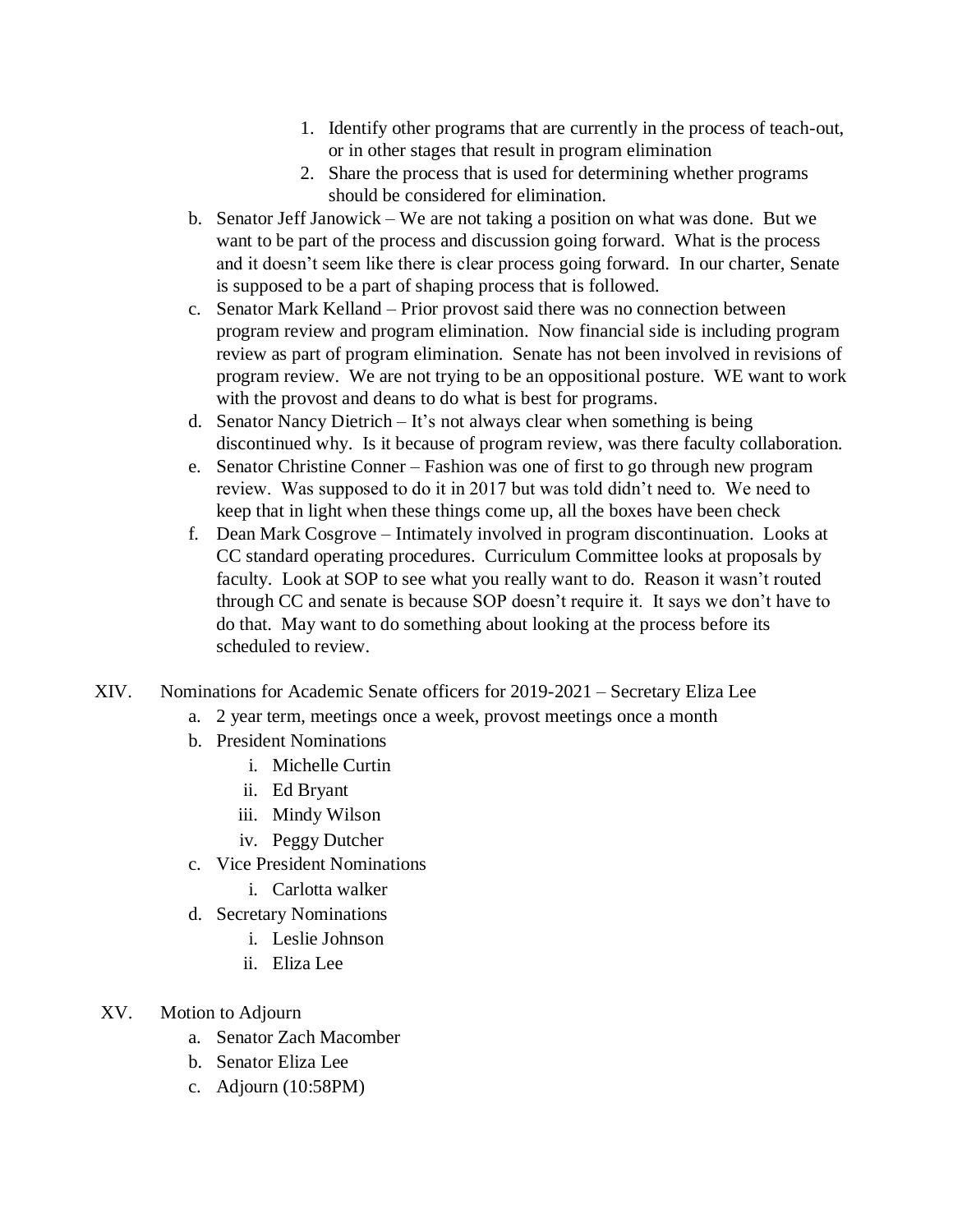1. Identify other programs that are currently in the process of teach-out, or in other stages that result in program elimination
2. Share the process that is used for determining whether programs should be considered for elimination.

b. Senator Jeff Janowick – We are not taking a position on what was done. But we want to be part of the process and discussion going forward. What is the process and it doesn't seem like there is clear process going forward. In our charter, Senate is supposed to be a part of shaping process that is followed.

c. Senator Mark Kelland – Prior provost said there was no connection between program review and program elimination. Now financial side is including program review as part of program elimination. Senate has not been involved in revisions of program review. We are not trying to be an oppositional posture. WE want to work with the provost and deans to do what is best for programs.

d. Senator Nancy Dietrich – It's not always clear when something is being discontinued why. Is it because of program review, was there faculty collaboration.

e. Senator Christine Conner – Fashion was one of first to go through new program review. Was supposed to do it in 2017 but was told didn't need to. We need to keep that in light when these things come up, all the boxes have been check

f. Dean Mark Cosgrove – Intimately involved in program discontinuation. Looks at CC standard operating procedures. Curriculum Committee looks at proposals by faculty. Look at SOP to see what you really want to do. Reason it wasn't routed through CC and senate is because SOP doesn't require it. It says we don't have to do that. May want to do something about looking at the process before its scheduled to review.

XIV. Nominations for Academic Senate officers for 2019-2021 – Secretary Eliza Lee

a. 2 year term, meetings once a week, provost meetings once a month

b. President Nominations
   i. Michelle Curtin
   ii. Ed Bryant
   iii. Mindy Wilson
   iv. Peggy Dutcher

c. Vice President Nominations
   i. Carlotta walker

d. Secretary Nominations
   i. Leslie Johnson
   ii. Eliza Lee

XV. Motion to Adjourn

a. Senator Zach Macomber

b. Senator Eliza Lee

c. Adjourn (10:58PM)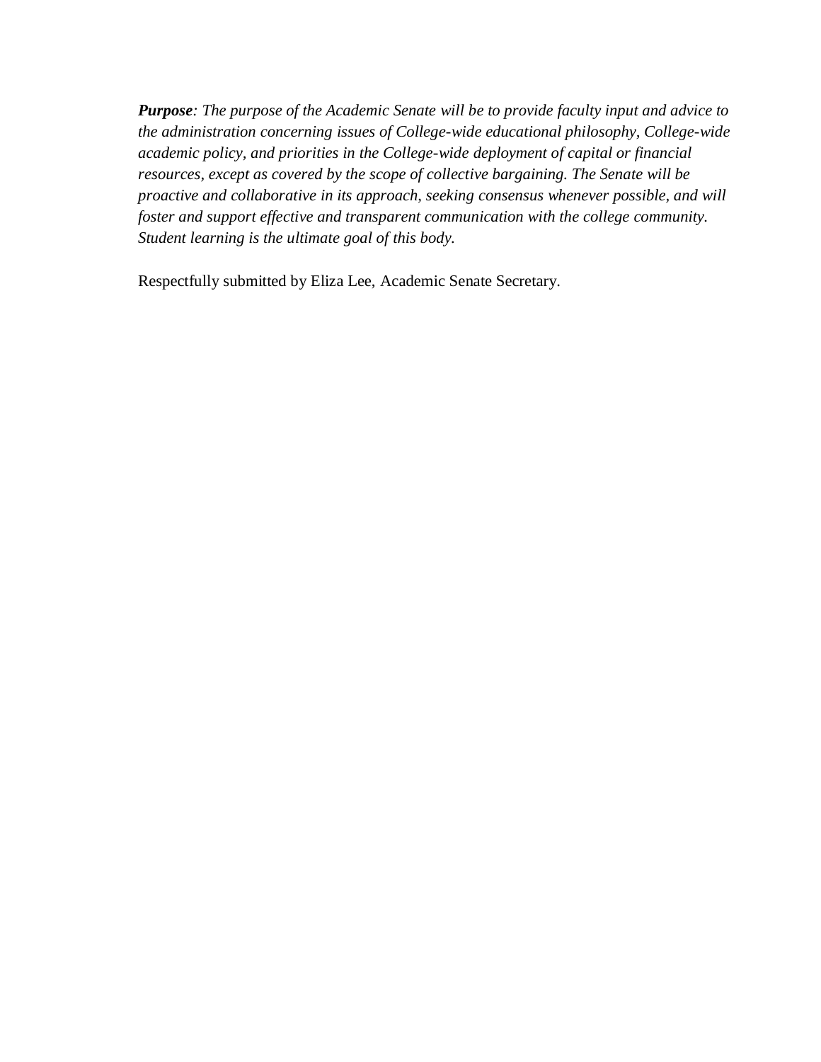***Purpose****: The purpose of the Academic Senate will be to provide faculty input and advice to the administration concerning issues of College-wide educational philosophy, College-wide academic policy, and priorities in the College-wide deployment of capital or financial resources, except as covered by the scope of collective bargaining. The Senate will be proactive and collaborative in its approach, seeking consensus whenever possible, and will foster and support effective and transparent communication with the college community. Student learning is the ultimate goal of this body.*

Respectfully submitted by Eliza Lee, Academic Senate Secretary.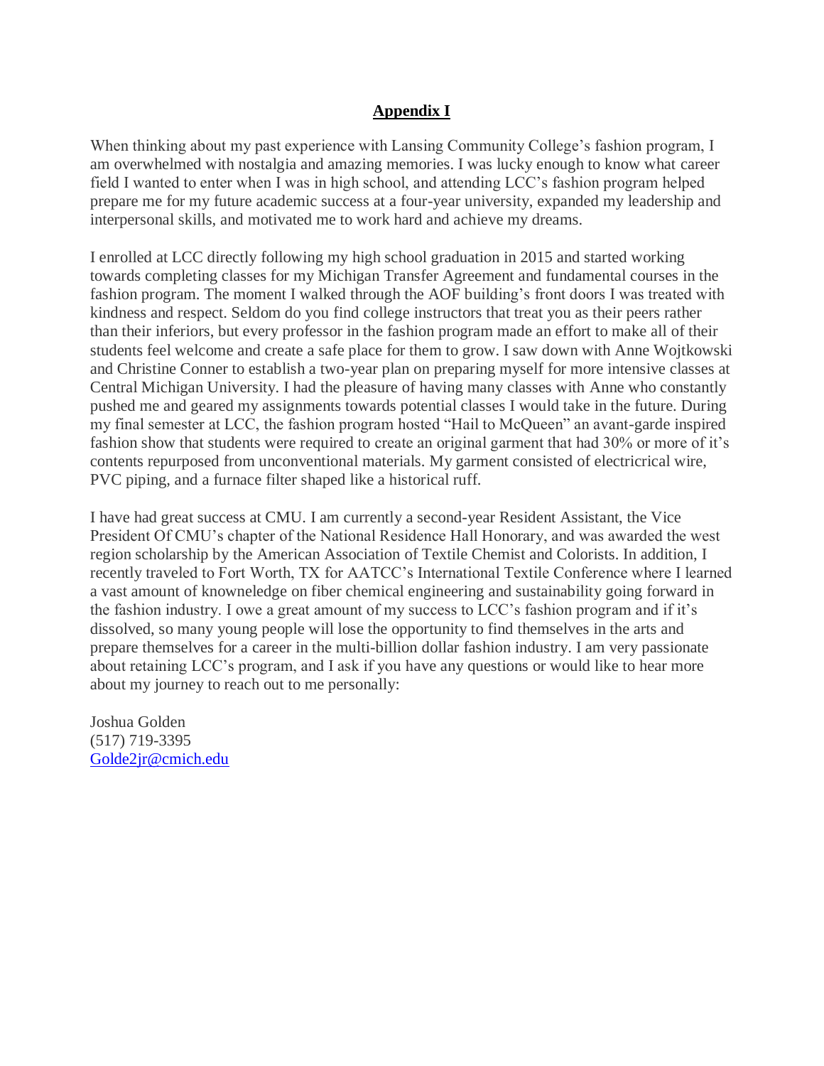## Appendix I

When thinking about my past experience with Lansing Community College's fashion program, I am overwhelmed with nostalgia and amazing memories. I was lucky enough to know what career field I wanted to enter when I was in high school, and attending LCC's fashion program helped prepare me for my future academic success at a four-year university, expanded my leadership and interpersonal skills, and motivated me to work hard and achieve my dreams.

I enrolled at LCC directly following my high school graduation in 2015 and started working towards completing classes for my Michigan Transfer Agreement and fundamental courses in the fashion program. The moment I walked through the AOF building's front doors I was treated with kindness and respect. Seldom do you find college instructors that treat you as their peers rather than their inferiors, but every professor in the fashion program made an effort to make all of their students feel welcome and create a safe place for them to grow. I saw down with Anne Wojtkowski and Christine Conner to establish a two-year plan on preparing myself for more intensive classes at Central Michigan University. I had the pleasure of having many classes with Anne who constantly pushed me and geared my assignments towards potential classes I would take in the future. During my final semester at LCC, the fashion program hosted "Hail to McQueen" an avant-garde inspired fashion show that students were required to create an original garment that had 30% or more of it's contents repurposed from unconventional materials. My garment consisted of electricrical wire, PVC piping, and a furnace filter shaped like a historical ruff.

I have had great success at CMU. I am currently a second-year Resident Assistant, the Vice President Of CMU's chapter of the National Residence Hall Honorary, and was awarded the west region scholarship by the American Association of Textile Chemist and Colorists. In addition, I recently traveled to Fort Worth, TX for AATCC's International Textile Conference where I learned a vast amount of knowneledge on fiber chemical engineering and sustainability going forward in the fashion industry. I owe a great amount of my success to LCC's fashion program and if it's dissolved, so many young people will lose the opportunity to find themselves in the arts and prepare themselves for a career in the multi-billion dollar fashion industry. I am very passionate about retaining LCC's program, and I ask if you have any questions or would like to hear more about my journey to reach out to me personally:

Joshua Golden
(517) 719-3395
Golde2jr@cmich.edu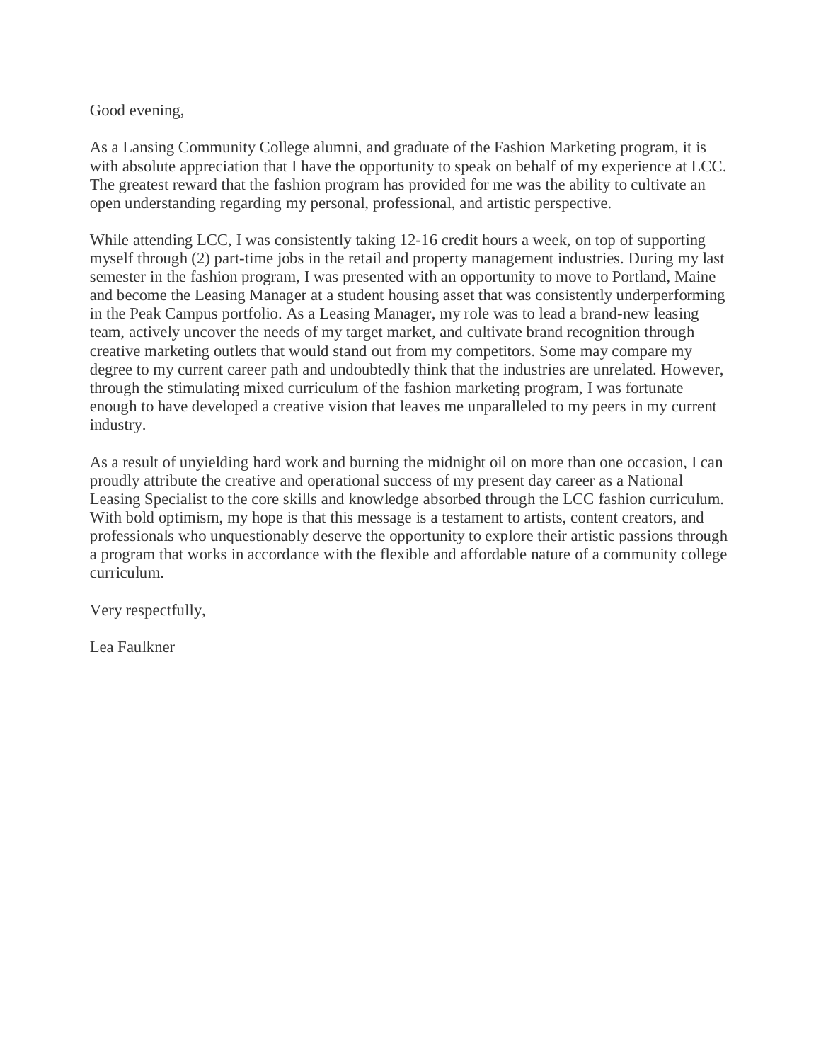Good evening,

As a Lansing Community College alumni, and graduate of the Fashion Marketing program, it is with absolute appreciation that I have the opportunity to speak on behalf of my experience at LCC. The greatest reward that the fashion program has provided for me was the ability to cultivate an open understanding regarding my personal, professional, and artistic perspective.

While attending LCC, I was consistently taking 12-16 credit hours a week, on top of supporting myself through (2) part-time jobs in the retail and property management industries. During my last semester in the fashion program, I was presented with an opportunity to move to Portland, Maine and become the Leasing Manager at a student housing asset that was consistently underperforming in the Peak Campus portfolio. As a Leasing Manager, my role was to lead a brand-new leasing team, actively uncover the needs of my target market, and cultivate brand recognition through creative marketing outlets that would stand out from my competitors. Some may compare my degree to my current career path and undoubtedly think that the industries are unrelated. However, through the stimulating mixed curriculum of the fashion marketing program, I was fortunate enough to have developed a creative vision that leaves me unparalleled to my peers in my current industry.

As a result of unyielding hard work and burning the midnight oil on more than one occasion, I can proudly attribute the creative and operational success of my present day career as a National Leasing Specialist to the core skills and knowledge absorbed through the LCC fashion curriculum. With bold optimism, my hope is that this message is a testament to artists, content creators, and professionals who unquestionably deserve the opportunity to explore their artistic passions through a program that works in accordance with the flexible and affordable nature of a community college curriculum.

Very respectfully,

Lea Faulkner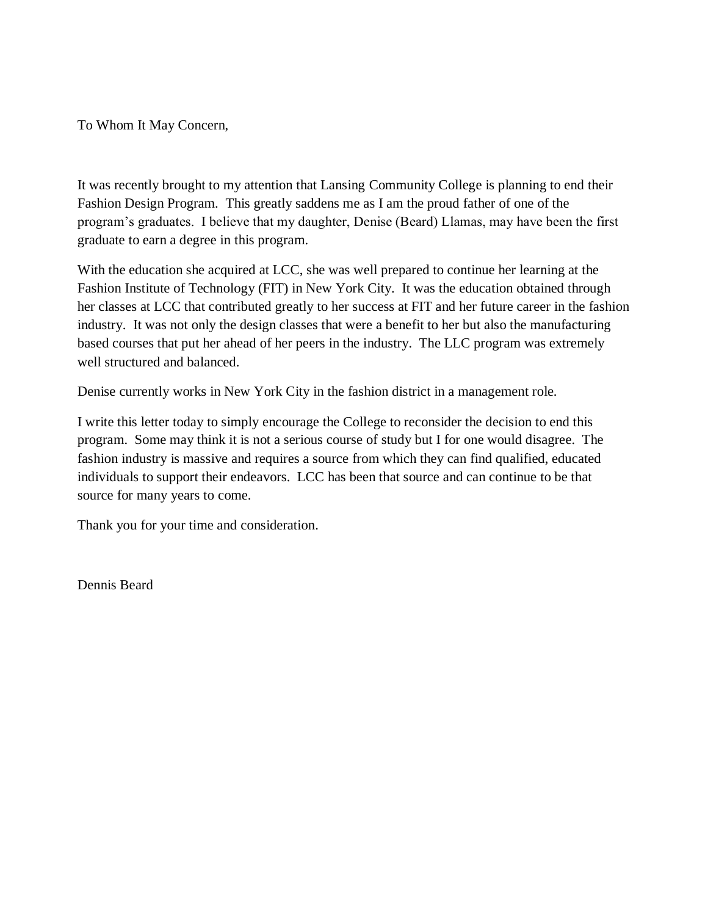To Whom It May Concern,

It was recently brought to my attention that Lansing Community College is planning to end their Fashion Design Program. This greatly saddens me as I am the proud father of one of the program's graduates. I believe that my daughter, Denise (Beard) Llamas, may have been the first graduate to earn a degree in this program.

With the education she acquired at LCC, she was well prepared to continue her learning at the Fashion Institute of Technology (FIT) in New York City. It was the education obtained through her classes at LCC that contributed greatly to her success at FIT and her future career in the fashion industry. It was not only the design classes that were a benefit to her but also the manufacturing based courses that put her ahead of her peers in the industry. The LLC program was extremely well structured and balanced.

Denise currently works in New York City in the fashion district in a management role.

I write this letter today to simply encourage the College to reconsider the decision to end this program. Some may think it is not a serious course of study but I for one would disagree. The fashion industry is massive and requires a source from which they can find qualified, educated individuals to support their endeavors. LCC has been that source and can continue to be that source for many years to come.

Thank you for your time and consideration.

Dennis Beard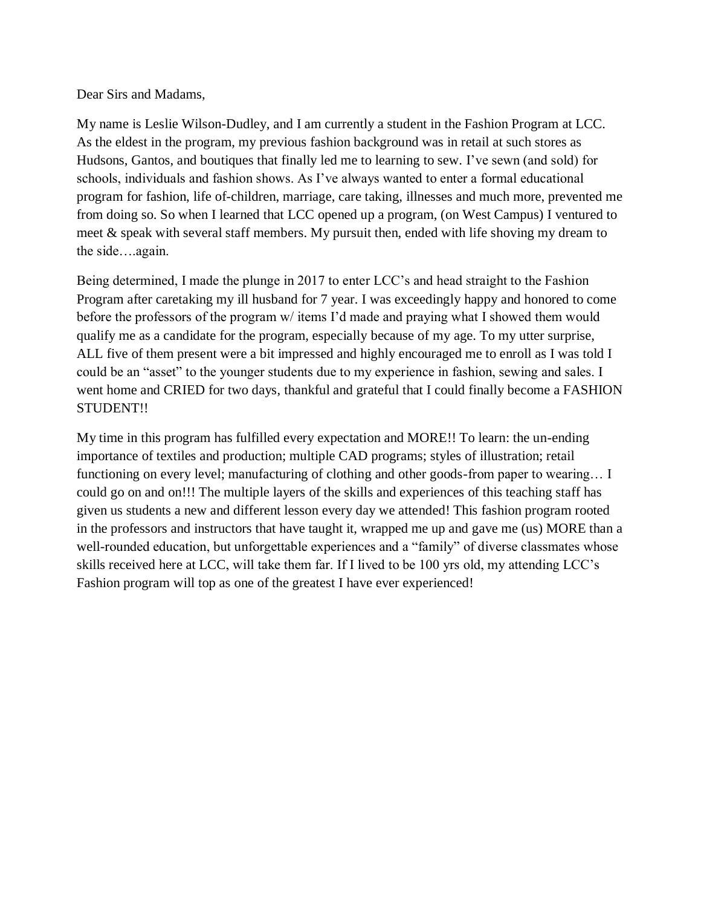Dear Sirs and Madams,

My name is Leslie Wilson-Dudley, and I am currently a student in the Fashion Program at LCC. As the eldest in the program, my previous fashion background was in retail at such stores as Hudsons, Gantos, and boutiques that finally led me to learning to sew. I've sewn (and sold) for schools, individuals and fashion shows. As I've always wanted to enter a formal educational program for fashion, life of-children, marriage, care taking, illnesses and much more, prevented me from doing so. So when I learned that LCC opened up a program, (on West Campus) I ventured to meet & speak with several staff members. My pursuit then, ended with life shoving my dream to the side….again.

Being determined, I made the plunge in 2017 to enter LCC's and head straight to the Fashion Program after caretaking my ill husband for 7 year. I was exceedingly happy and honored to come before the professors of the program w/ items I'd made and praying what I showed them would qualify me as a candidate for the program, especially because of my age. To my utter surprise, ALL five of them present were a bit impressed and highly encouraged me to enroll as I was told I could be an "asset" to the younger students due to my experience in fashion, sewing and sales. I went home and CRIED for two days, thankful and grateful that I could finally become a FASHION STUDENT!!

My time in this program has fulfilled every expectation and MORE!! To learn: the un-ending importance of textiles and production; multiple CAD programs; styles of illustration; retail functioning on every level; manufacturing of clothing and other goods-from paper to wearing… I could go on and on!!! The multiple layers of the skills and experiences of this teaching staff has given us students a new and different lesson every day we attended! This fashion program rooted in the professors and instructors that have taught it, wrapped me up and gave me (us) MORE than a well-rounded education, but unforgettable experiences and a "family" of diverse classmates whose skills received here at LCC, will take them far. If I lived to be 100 yrs old, my attending LCC's Fashion program will top as one of the greatest I have ever experienced!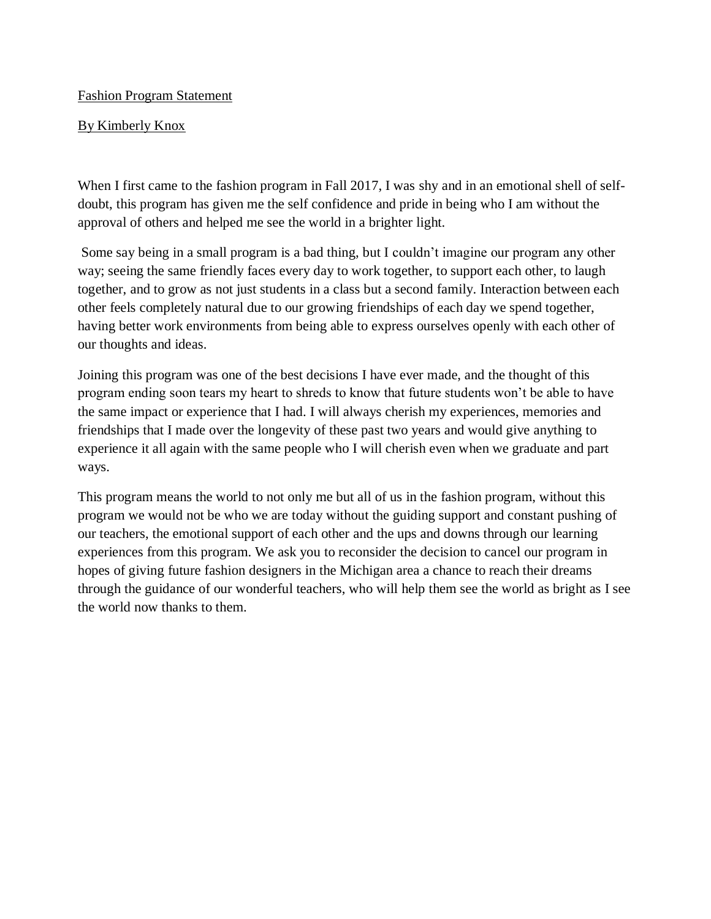Fashion Program Statement

By Kimberly Knox

When I first came to the fashion program in Fall 2017, I was shy and in an emotional shell of self-doubt, this program has given me the self confidence and pride in being who I am without the approval of others and helped me see the world in a brighter light.

Some say being in a small program is a bad thing, but I couldn't imagine our program any other way; seeing the same friendly faces every day to work together, to support each other, to laugh together, and to grow as not just students in a class but a second family. Interaction between each other feels completely natural due to our growing friendships of each day we spend together, having better work environments from being able to express ourselves openly with each other of our thoughts and ideas.

Joining this program was one of the best decisions I have ever made, and the thought of this program ending soon tears my heart to shreds to know that future students won't be able to have the same impact or experience that I had. I will always cherish my experiences, memories and friendships that I made over the longevity of these past two years and would give anything to experience it all again with the same people who I will cherish even when we graduate and part ways.

This program means the world to not only me but all of us in the fashion program, without this program we would not be who we are today without the guiding support and constant pushing of our teachers, the emotional support of each other and the ups and downs through our learning experiences from this program. We ask you to reconsider the decision to cancel our program in hopes of giving future fashion designers in the Michigan area a chance to reach their dreams through the guidance of our wonderful teachers, who will help them see the world as bright as I see the world now thanks to them.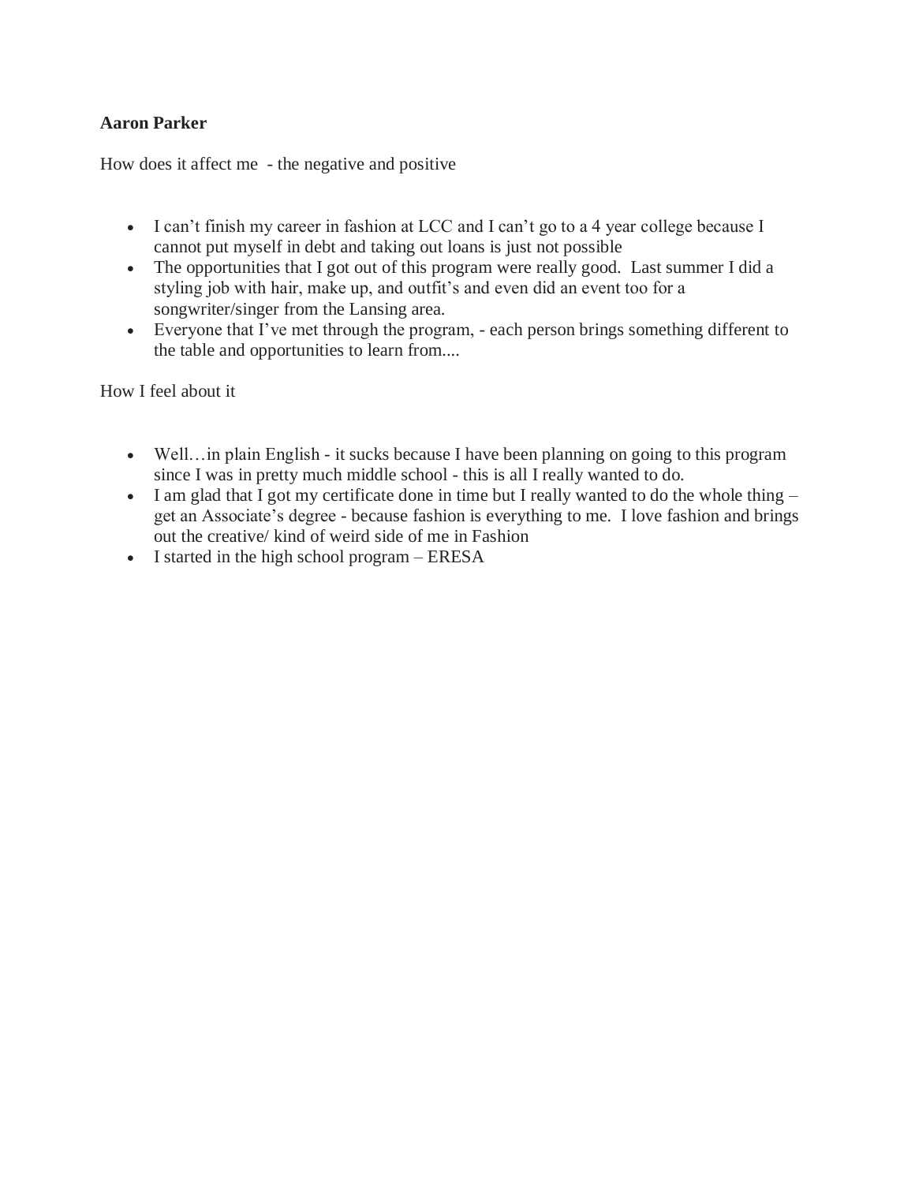**Aaron Parker**

How does it affect me - the negative and positive

- I can't finish my career in fashion at LCC and I can't go to a 4 year college because I cannot put myself in debt and taking out loans is just not possible
- The opportunities that I got out of this program were really good. Last summer I did a styling job with hair, make up, and outfit's and even did an event too for a songwriter/singer from the Lansing area.
- Everyone that I've met through the program, - each person brings something different to the table and opportunities to learn from....

How I feel about it

- Well…in plain English - it sucks because I have been planning on going to this program since I was in pretty much middle school - this is all I really wanted to do.
- I am glad that I got my certificate done in time but I really wanted to do the whole thing – get an Associate's degree - because fashion is everything to me. I love fashion and brings out the creative/ kind of weird side of me in Fashion
- I started in the high school program – ERESA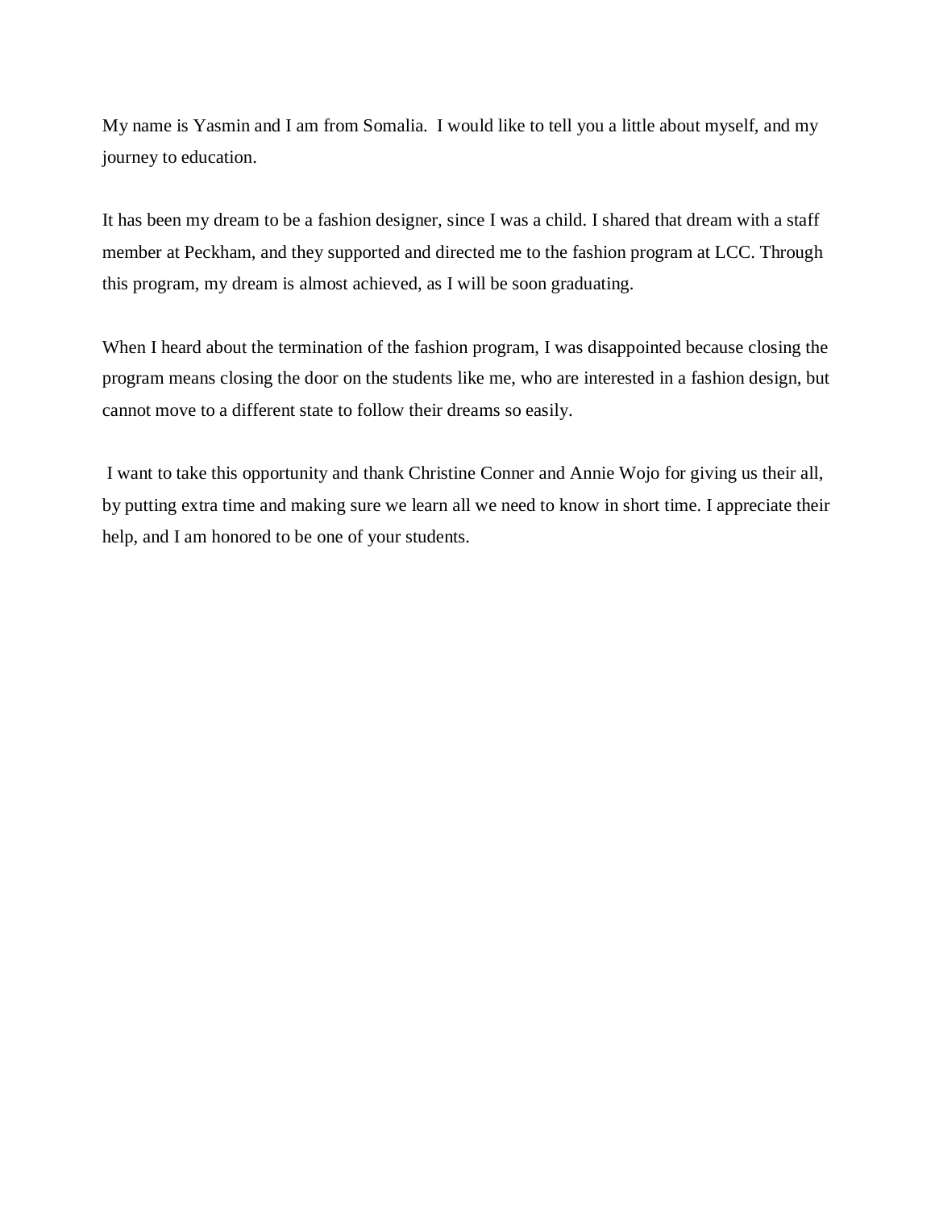My name is Yasmin and I am from Somalia. I would like to tell you a little about myself, and my journey to education.

It has been my dream to be a fashion designer, since I was a child. I shared that dream with a staff member at Peckham, and they supported and directed me to the fashion program at LCC. Through this program, my dream is almost achieved, as I will be soon graduating.

When I heard about the termination of the fashion program, I was disappointed because closing the program means closing the door on the students like me, who are interested in a fashion design, but cannot move to a different state to follow their dreams so easily.

I want to take this opportunity and thank Christine Conner and Annie Wojo for giving us their all, by putting extra time and making sure we learn all we need to know in short time. I appreciate their help, and I am honored to be one of your students.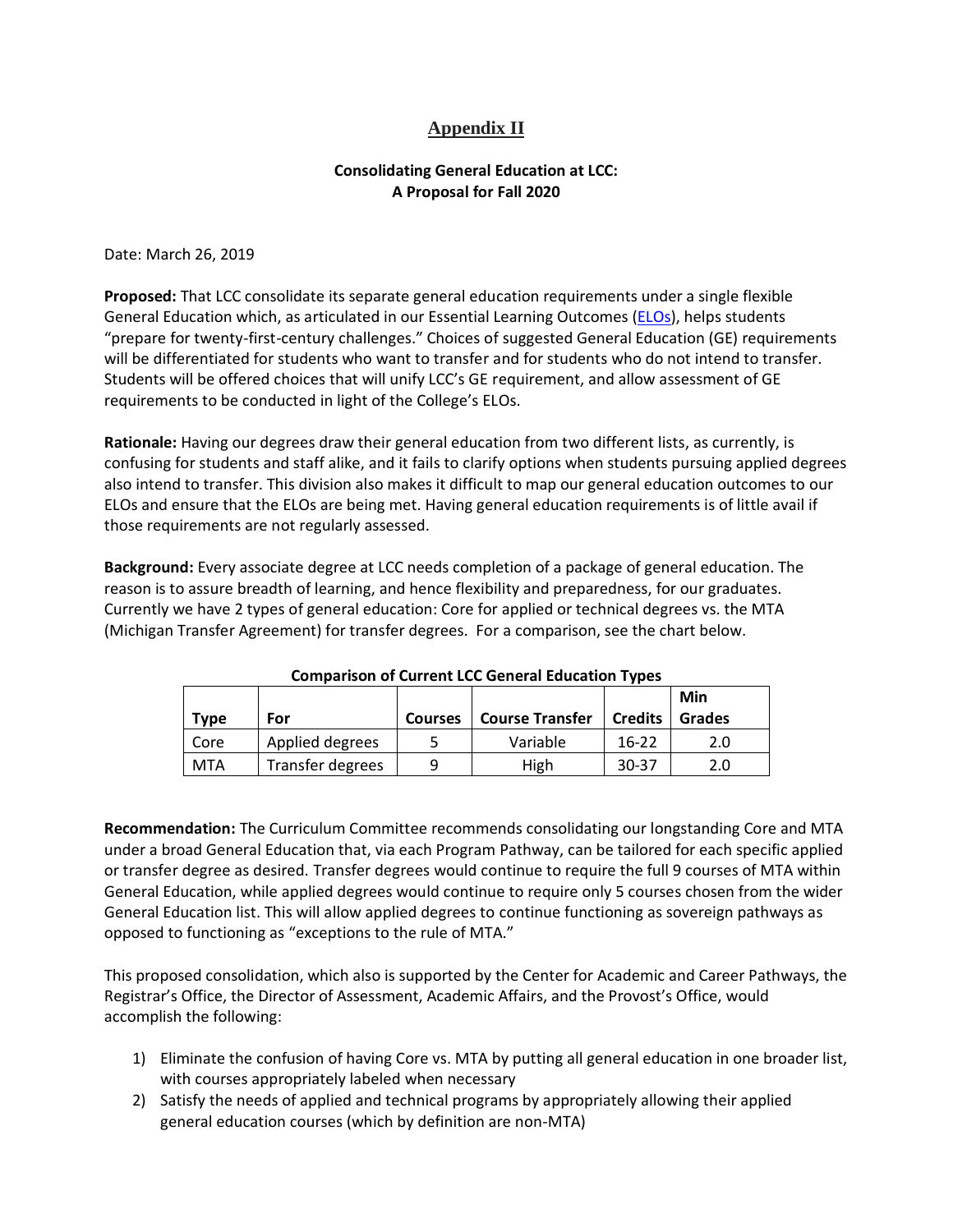## Appendix II

### Consolidating General Education at LCC: A Proposal for Fall 2020

Date: March 26, 2019

**Proposed:** That LCC consolidate its separate general education requirements under a single flexible General Education which, as articulated in our Essential Learning Outcomes (ELOs), helps students "prepare for twenty-first-century challenges." Choices of suggested General Education (GE) requirements will be differentiated for students who want to transfer and for students who do not intend to transfer. Students will be offered choices that will unify LCC's GE requirement, and allow assessment of GE requirements to be conducted in light of the College's ELOs.

**Rationale:** Having our degrees draw their general education from two different lists, as currently, is confusing for students and staff alike, and it fails to clarify options when students pursuing applied degrees also intend to transfer. This division also makes it difficult to map our general education outcomes to our ELOs and ensure that the ELOs are being met. Having general education requirements is of little avail if those requirements are not regularly assessed.

**Background:** Every associate degree at LCC needs completion of a package of general education. The reason is to assure breadth of learning, and hence flexibility and preparedness, for our graduates. Currently we have 2 types of general education: Core for applied or technical degrees vs. the MTA (Michigan Transfer Agreement) for transfer degrees. For a comparison, see the chart below.

**Comparison of Current LCC General Education Types**

| Type | For | Courses | Course Transfer | Credits | Min Grades |
|---|---|---|---|---|---|
| Core | Applied degrees | 5 | Variable | 16-22 | 2.0 |
| MTA | Transfer degrees | 9 | High | 30-37 | 2.0 |

**Recommendation:** The Curriculum Committee recommends consolidating our longstanding Core and MTA under a broad General Education that, via each Program Pathway, can be tailored for each specific applied or transfer degree as desired. Transfer degrees would continue to require the full 9 courses of MTA within General Education, while applied degrees would continue to require only 5 courses chosen from the wider General Education list. This will allow applied degrees to continue functioning as sovereign pathways as opposed to functioning as "exceptions to the rule of MTA."

This proposed consolidation, which also is supported by the Center for Academic and Career Pathways, the Registrar's Office, the Director of Assessment, Academic Affairs, and the Provost's Office, would accomplish the following:

1) Eliminate the confusion of having Core vs. MTA by putting all general education in one broader list, with courses appropriately labeled when necessary
2) Satisfy the needs of applied and technical programs by appropriately allowing their applied general education courses (which by definition are non-MTA)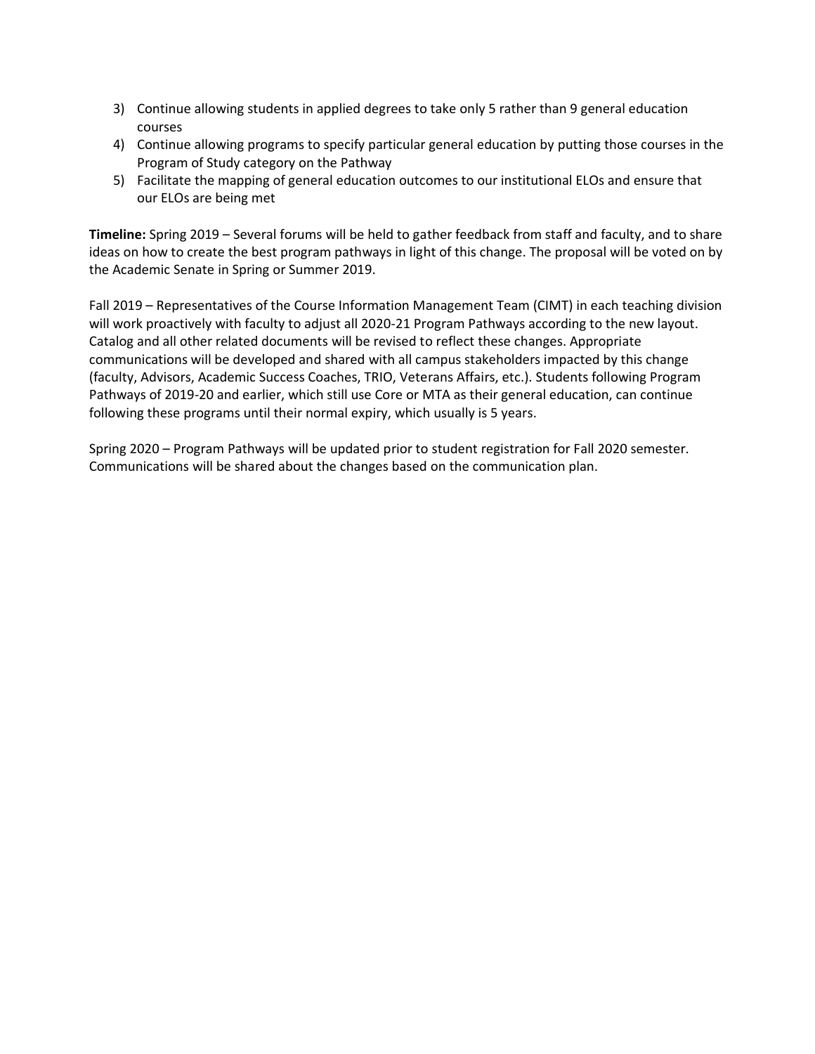3) Continue allowing students in applied degrees to take only 5 rather than 9 general education courses
4) Continue allowing programs to specify particular general education by putting those courses in the Program of Study category on the Pathway
5) Facilitate the mapping of general education outcomes to our institutional ELOs and ensure that our ELOs are being met

**Timeline:** Spring 2019 – Several forums will be held to gather feedback from staff and faculty, and to share ideas on how to create the best program pathways in light of this change. The proposal will be voted on by the Academic Senate in Spring or Summer 2019.

Fall 2019 – Representatives of the Course Information Management Team (CIMT) in each teaching division will work proactively with faculty to adjust all 2020-21 Program Pathways according to the new layout. Catalog and all other related documents will be revised to reflect these changes. Appropriate communications will be developed and shared with all campus stakeholders impacted by this change (faculty, Advisors, Academic Success Coaches, TRIO, Veterans Affairs, etc.). Students following Program Pathways of 2019-20 and earlier, which still use Core or MTA as their general education, can continue following these programs until their normal expiry, which usually is 5 years.

Spring 2020 – Program Pathways will be updated prior to student registration for Fall 2020 semester. Communications will be shared about the changes based on the communication plan.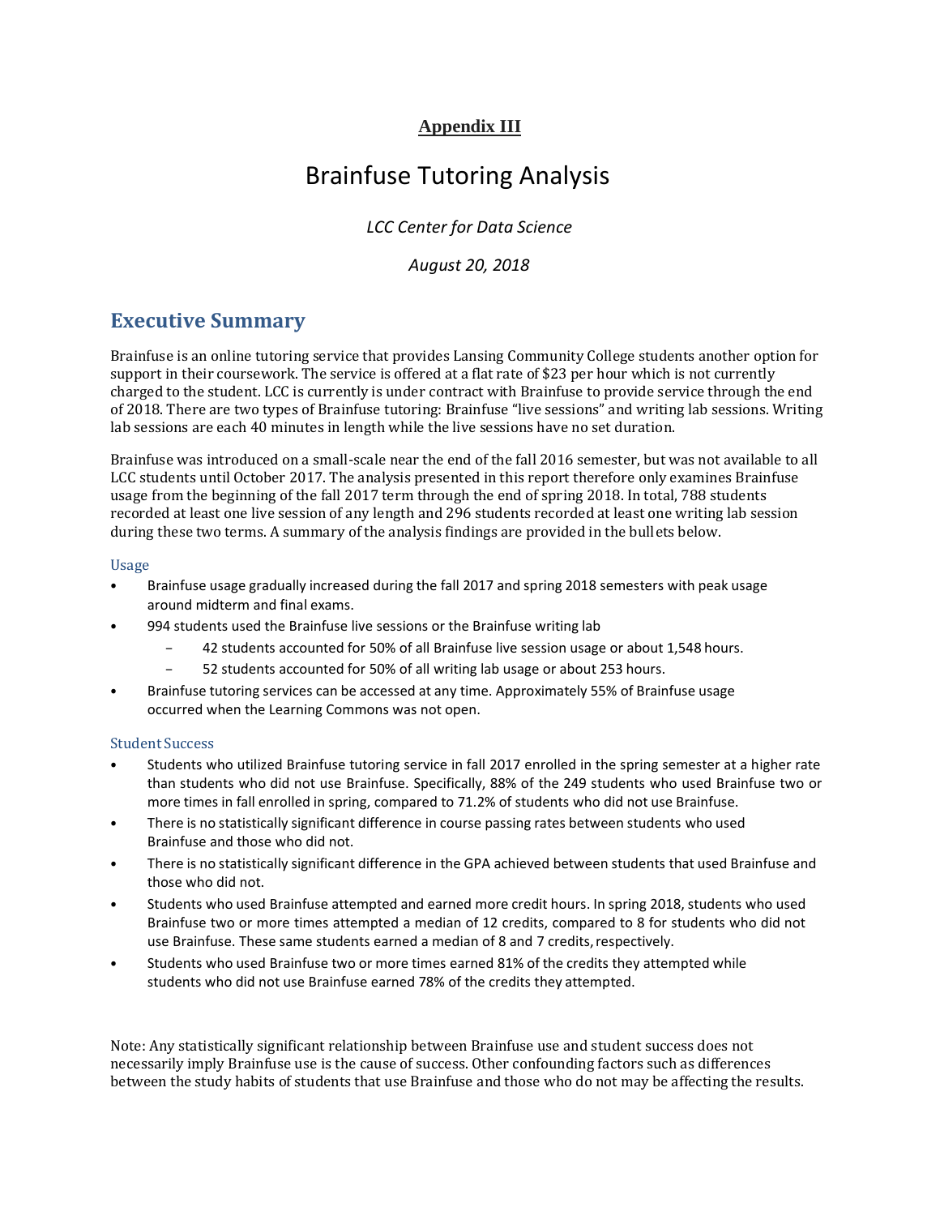**Appendix III**

# Brainfuse Tutoring Analysis

*LCC Center for Data Science*

*August 20, 2018*

## Executive Summary

Brainfuse is an online tutoring service that provides Lansing Community College students another option for support in their coursework. The service is offered at a flat rate of $23 per hour which is not currently charged to the student. LCC is currently is under contract with Brainfuse to provide service through the end of 2018. There are two types of Brainfuse tutoring: Brainfuse "live sessions" and writing lab sessions. Writing lab sessions are each 40 minutes in length while the live sessions have no set duration.

Brainfuse was introduced on a small-scale near the end of the fall 2016 semester, but was not available to all LCC students until October 2017. The analysis presented in this report therefore only examines Brainfuse usage from the beginning of the fall 2017 term through the end of spring 2018. In total, 788 students recorded at least one live session of any length and 296 students recorded at least one writing lab session during these two terms. A summary of the analysis findings are provided in the bullets below.

### Usage

- Brainfuse usage gradually increased during the fall 2017 and spring 2018 semesters with peak usage around midterm and final exams.
- 994 students used the Brainfuse live sessions or the Brainfuse writing lab
  - 42 students accounted for 50% of all Brainfuse live session usage or about 1,548 hours.
  - 52 students accounted for 50% of all writing lab usage or about 253 hours.
- Brainfuse tutoring services can be accessed at any time. Approximately 55% of Brainfuse usage occurred when the Learning Commons was not open.

### Student Success

- Students who utilized Brainfuse tutoring service in fall 2017 enrolled in the spring semester at a higher rate than students who did not use Brainfuse. Specifically, 88% of the 249 students who used Brainfuse two or more times in fall enrolled in spring, compared to 71.2% of students who did not use Brainfuse.
- There is no statistically significant difference in course passing rates between students who used Brainfuse and those who did not.
- There is no statistically significant difference in the GPA achieved between students that used Brainfuse and those who did not.
- Students who used Brainfuse attempted and earned more credit hours. In spring 2018, students who used Brainfuse two or more times attempted a median of 12 credits, compared to 8 for students who did not use Brainfuse. These same students earned a median of 8 and 7 credits, respectively.
- Students who used Brainfuse two or more times earned 81% of the credits they attempted while students who did not use Brainfuse earned 78% of the credits they attempted.

Note: Any statistically significant relationship between Brainfuse use and student success does not necessarily imply Brainfuse use is the cause of success. Other confounding factors such as differences between the study habits of students that use Brainfuse and those who do not may be affecting the results.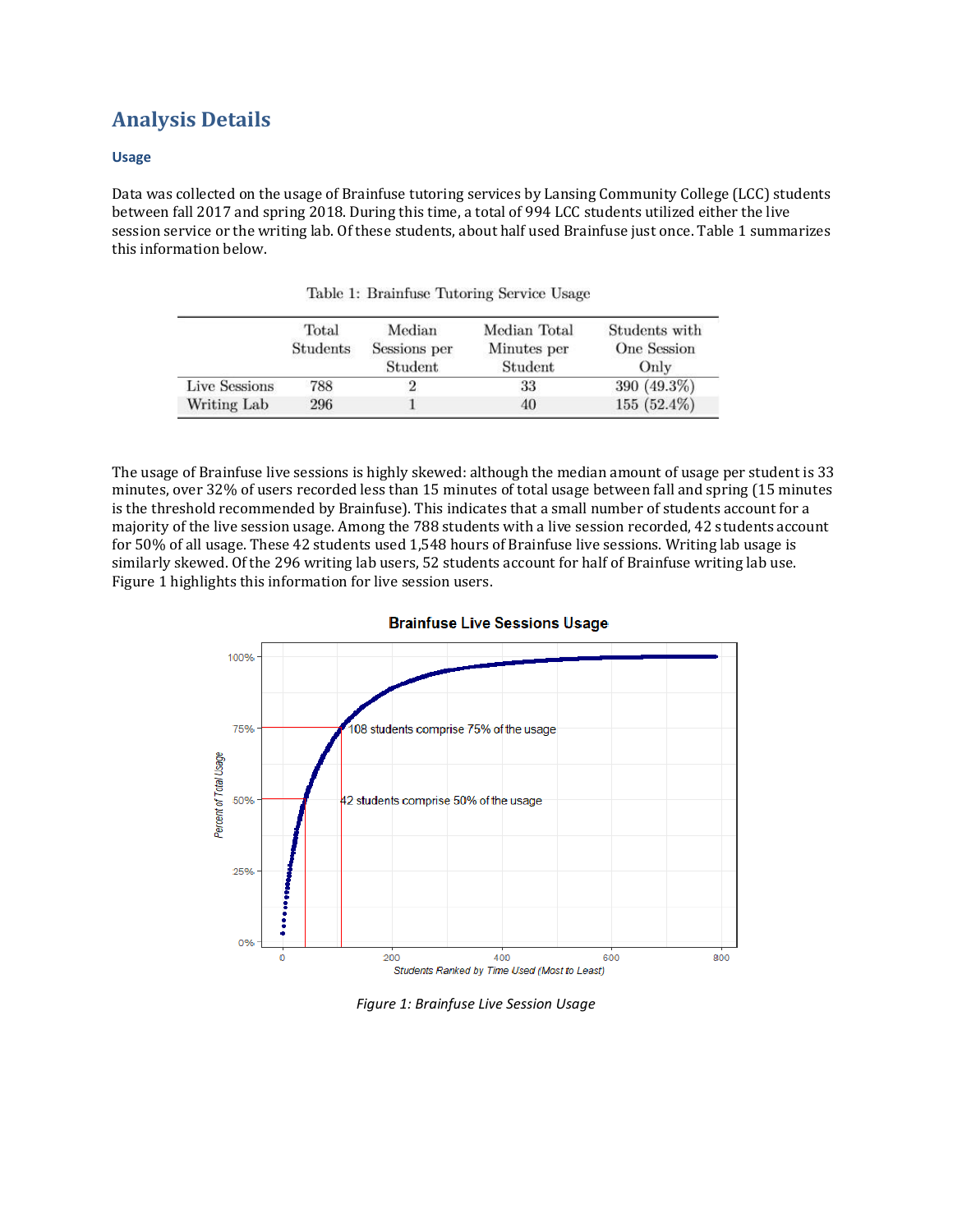## Analysis Details

### Usage

Data was collected on the usage of Brainfuse tutoring services by Lansing Community College (LCC) students between fall 2017 and spring 2018. During this time, a total of 994 LCC students utilized either the live session service or the writing lab. Of these students, about half used Brainfuse just once. Table 1 summarizes this information below.

Table 1: Brainfuse Tutoring Service Usage

| | Total Students | Median Sessions per Student | Median Total Minutes per Student | Students with One Session Only |
|---|---|---|---|---|
| Live Sessions | 788 | 2 | 33 | 390 (49.3%) |
| Writing Lab | 296 | 1 | 40 | 155 (52.4%) |

The usage of Brainfuse live sessions is highly skewed: although the median amount of usage per student is 33 minutes, over 32% of users recorded less than 15 minutes of total usage between fall and spring (15 minutes is the threshold recommended by Brainfuse). This indicates that a small number of students account for a majority of the live session usage. Among the 788 students with a live session recorded, 42 students account for 50% of all usage. These 42 students used 1,548 hours of Brainfuse live sessions. Writing lab usage is similarly skewed. Of the 296 writing lab users, 52 students account for half of Brainfuse writing lab use. Figure 1 highlights this information for live session users.

*Figure 1: Brainfuse Live Session Usage*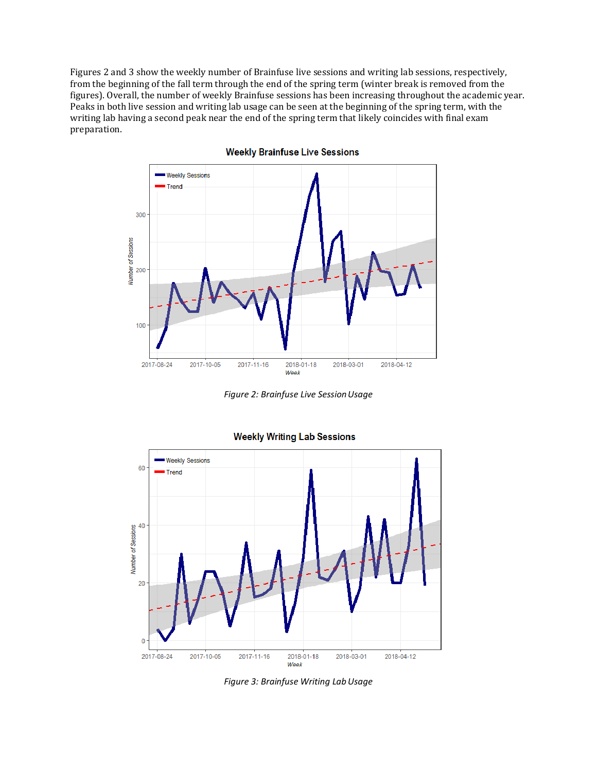Figures 2 and 3 show the weekly number of Brainfuse live sessions and writing lab sessions, respectively, from the beginning of the fall term through the end of the spring term (winter break is removed from the figures). Overall, the number of weekly Brainfuse sessions has been increasing throughout the academic year. Peaks in both live session and writing lab usage can be seen at the beginning of the spring term, with the writing lab having a second peak near the end of the spring term that likely coincides with final exam preparation.

*Figure 2: Brainfuse Live Session Usage*

*Figure 3: Brainfuse Writing Lab Usage*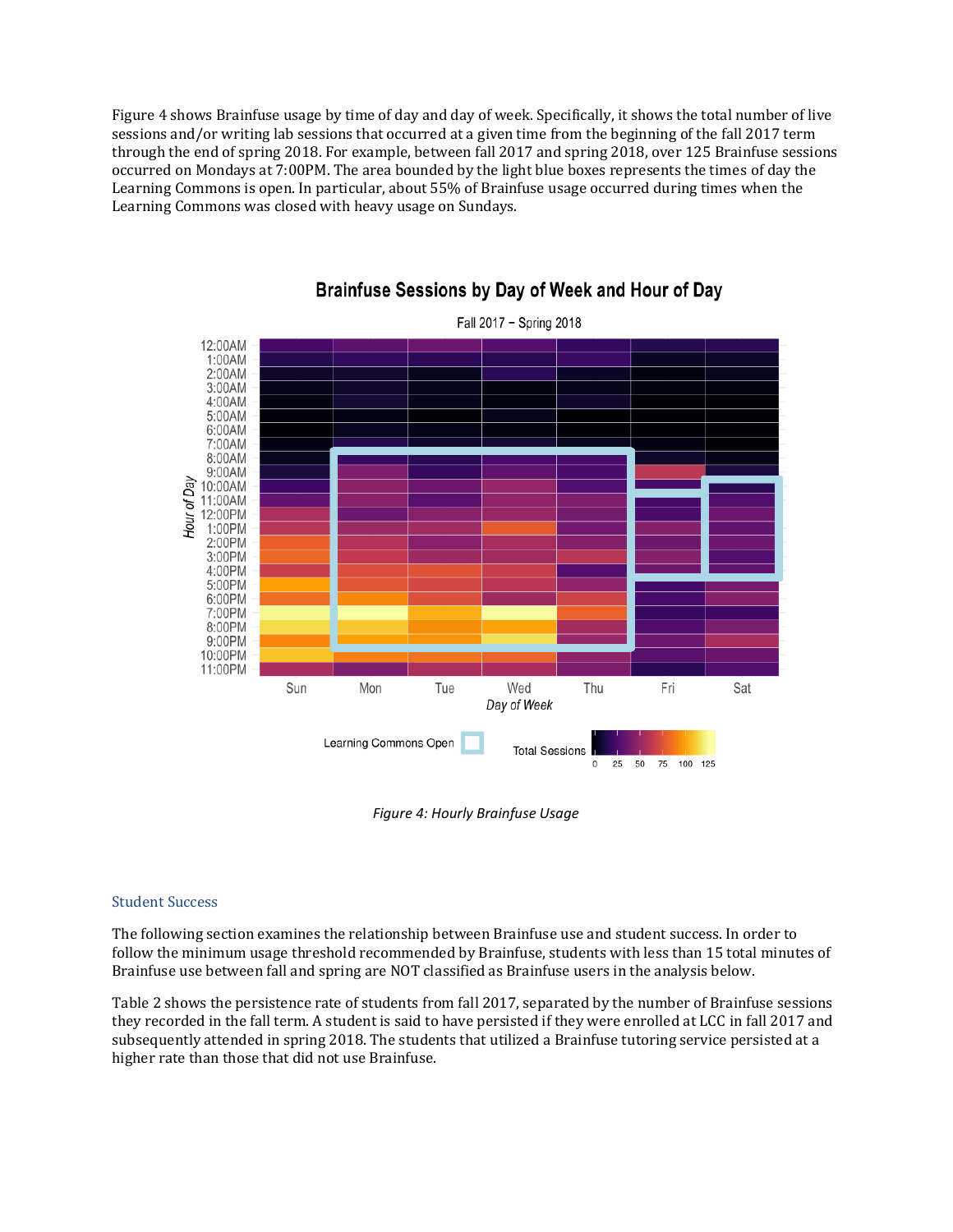Figure 4 shows Brainfuse usage by time of day and day of week. Specifically, it shows the total number of live sessions and/or writing lab sessions that occurred at a given time from the beginning of the fall 2017 term through the end of spring 2018. For example, between fall 2017 and spring 2018, over 125 Brainfuse sessions occurred on Mondays at 7:00PM. The area bounded by the light blue boxes represents the times of day the Learning Commons is open. In particular, about 55% of Brainfuse usage occurred during times when the Learning Commons was closed with heavy usage on Sundays.

*Figure 4: Hourly Brainfuse Usage*

### Student Success

The following section examines the relationship between Brainfuse use and student success. In order to follow the minimum usage threshold recommended by Brainfuse, students with less than 15 total minutes of Brainfuse use between fall and spring are NOT classified as Brainfuse users in the analysis below.

Table 2 shows the persistence rate of students from fall 2017, separated by the number of Brainfuse sessions they recorded in the fall term. A student is said to have persisted if they were enrolled at LCC in fall 2017 and subsequently attended in spring 2018. The students that utilized a Brainfuse tutoring service persisted at a higher rate than those that did not use Brainfuse.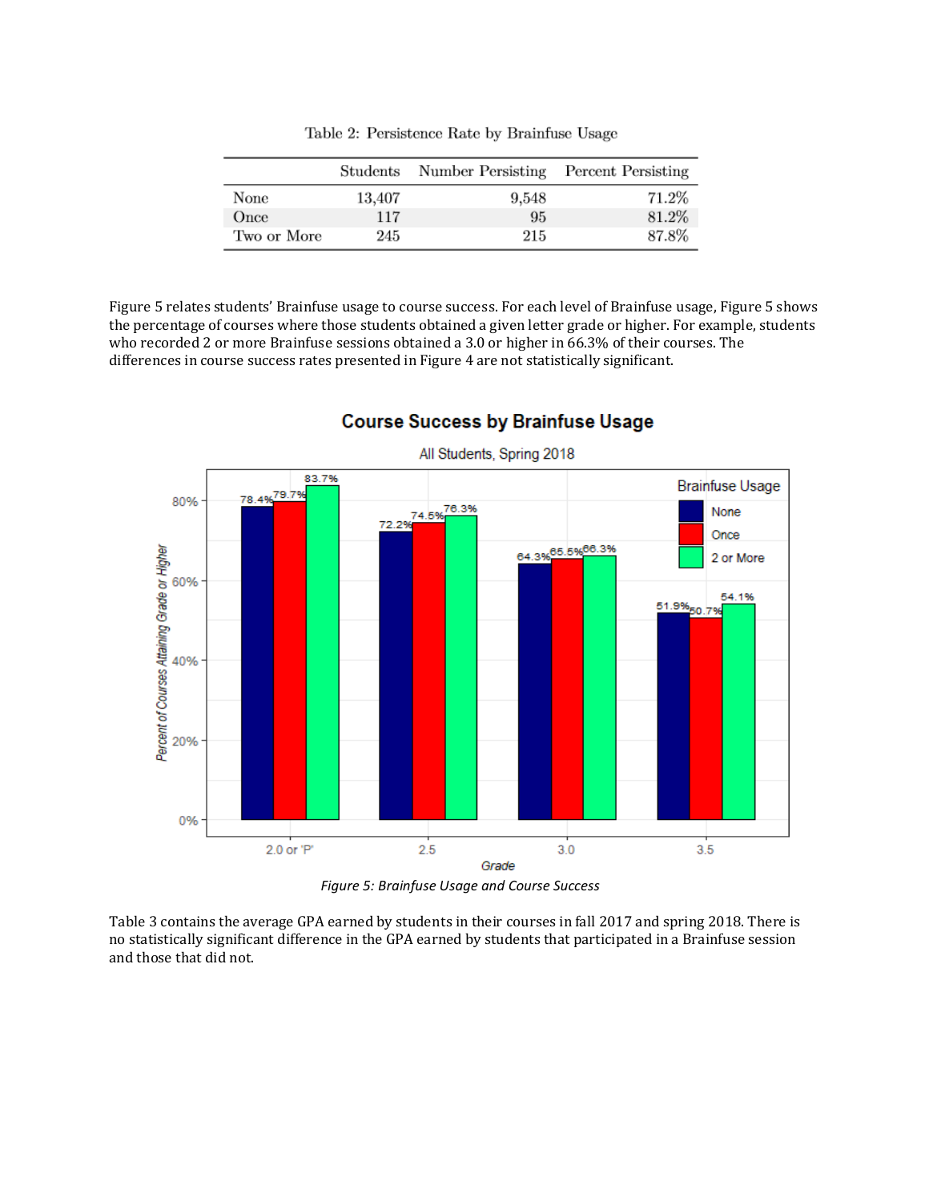Table 2: Persistence Rate by Brainfuse Usage

| | Students | Number Persisting | Percent Persisting |
|---|---|---|---|
| None | 13,407 | 9,548 | 71.2% |
| Once | 117 | 95 | 81.2% |
| Two or More | 245 | 215 | 87.8% |

Figure 5 relates students' Brainfuse usage to course success. For each level of Brainfuse usage, Figure 5 shows the percentage of courses where those students obtained a given letter grade or higher. For example, students who recorded 2 or more Brainfuse sessions obtained a 3.0 or higher in 66.3% of their courses. The differences in course success rates presented in Figure 4 are not statistically significant.

*Figure 5: Brainfuse Usage and Course Success*

Table 3 contains the average GPA earned by students in their courses in fall 2017 and spring 2018. There is no statistically significant difference in the GPA earned by students that participated in a Brainfuse session and those that did not.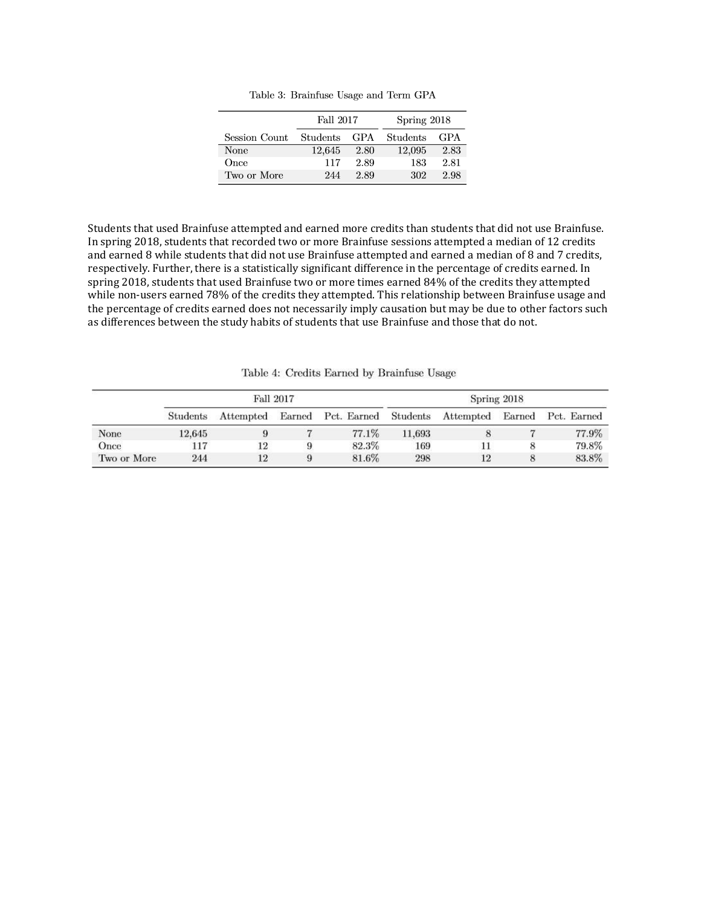Table 3: Brainfuse Usage and Term GPA

| | Fall 2017 | | Spring 2018 | |
|---|---|---|---|---|
| Session Count | Students | GPA | Students | GPA |
| None | 12,645 | 2.80 | 12,095 | 2.83 |
| Once | 117 | 2.89 | 183 | 2.81 |
| Two or More | 244 | 2.89 | 302 | 2.98 |

Students that used Brainfuse attempted and earned more credits than students that did not use Brainfuse. In spring 2018, students that recorded two or more Brainfuse sessions attempted a median of 12 credits and earned 8 while students that did not use Brainfuse attempted and earned a median of 8 and 7 credits, respectively. Further, there is a statistically significant difference in the percentage of credits earned. In spring 2018, students that used Brainfuse two or more times earned 84% of the credits they attempted while non-users earned 78% of the credits they attempted. This relationship between Brainfuse usage and the percentage of credits earned does not necessarily imply causation but may be due to other factors such as differences between the study habits of students that use Brainfuse and those that do not.

Table 4: Credits Earned by Brainfuse Usage

| | Fall 2017 | | | | Spring 2018 | | | |
|---|---|---|---|---|---|---|---|---|
| | Students | Attempted | Earned | Pct. Earned | Students | Attempted | Earned | Pct. Earned |
| None | 12,645 | 9 | 7 | 77.1% | 11,693 | 8 | 7 | 77.9% |
| Once | 117 | 12 | 9 | 82.3% | 169 | 11 | 8 | 79.8% |
| Two or More | 244 | 12 | 9 | 81.6% | 298 | 12 | 8 | 83.8% |